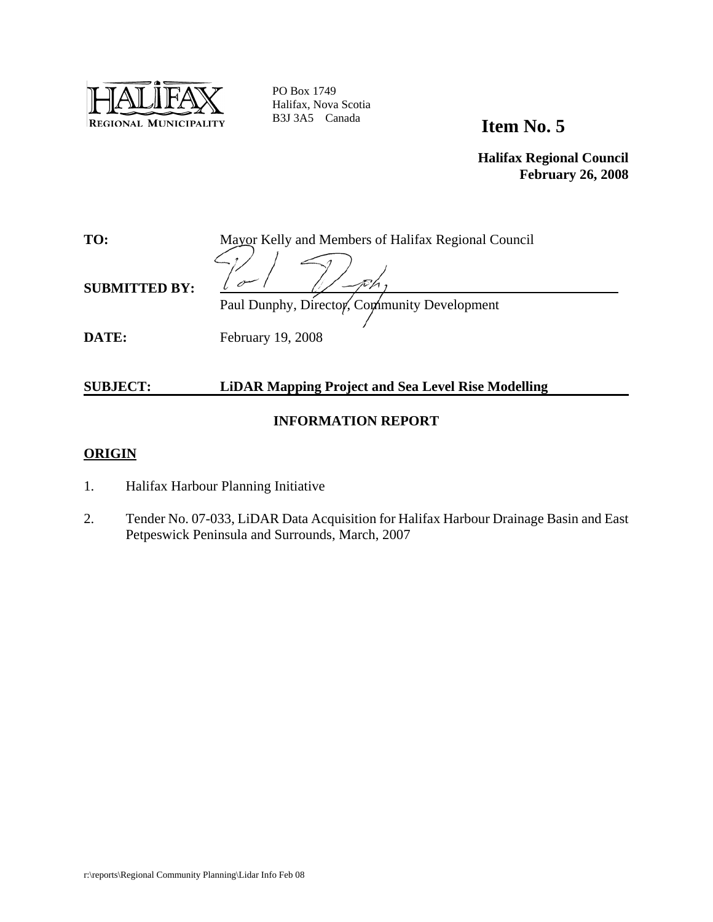HALIFAX REGIONAL MUNICIPALITY

PO Box 1749
Halifax, Nova Scotia
B3J 3A5 Canada

**Item No. 5**

**Halifax Regional Council**
**February 26, 2008**

**TO:** Mayor Kelly and Members of Halifax Regional Council

**SUBMITTED BY:** Paul Dunphy, Director, Community Development

**DATE:** February 19, 2008

**SUBJECT: LiDAR Mapping Project and Sea Level Rise Modelling**

## INFORMATION REPORT

## ORIGIN

1. Halifax Harbour Planning Initiative

2. Tender No. 07-033, LiDAR Data Acquisition for Halifax Harbour Drainage Basin and East Petpeswick Peninsula and Surrounds, March, 2007

r:\reports\Regional Community Planning\Lidar Info Feb 08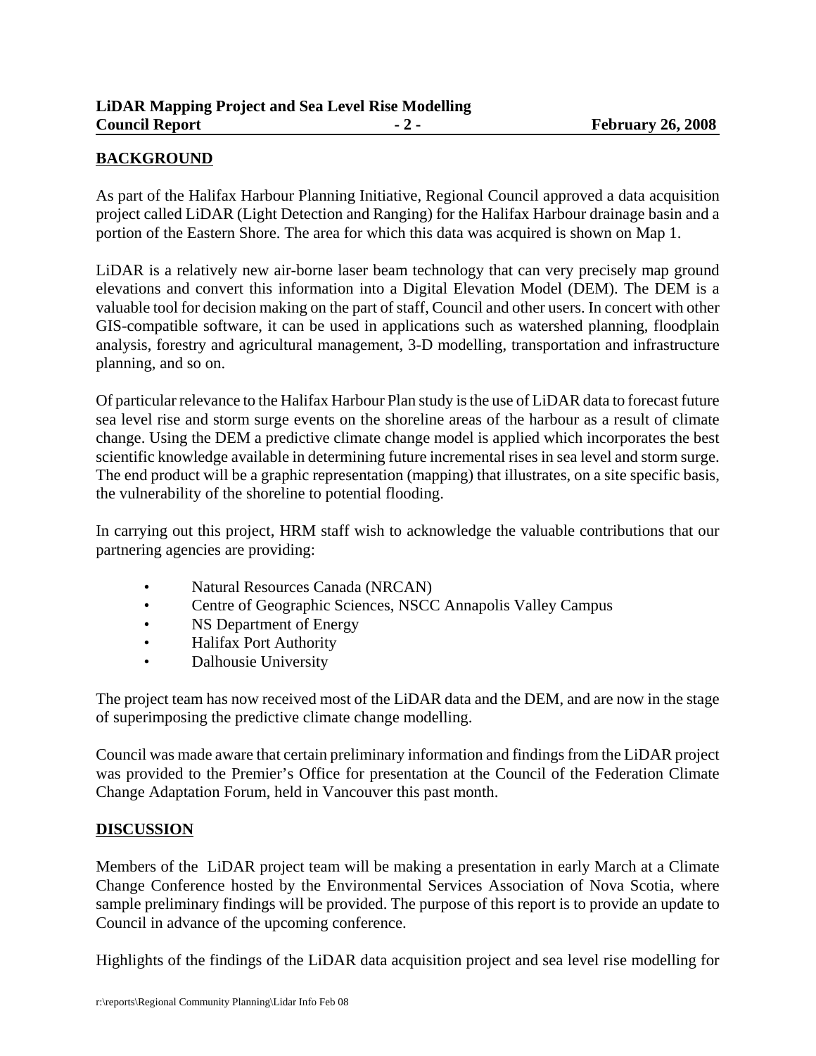## BACKGROUND

As part of the Halifax Harbour Planning Initiative, Regional Council approved a data acquisition project called LiDAR (Light Detection and Ranging) for the Halifax Harbour drainage basin and a portion of the Eastern Shore. The area for which this data was acquired is shown on Map 1.

LiDAR is a relatively new air-borne laser beam technology that can very precisely map ground elevations and convert this information into a Digital Elevation Model (DEM). The DEM is a valuable tool for decision making on the part of staff, Council and other users. In concert with other GIS-compatible software, it can be used in applications such as watershed planning, floodplain analysis, forestry and agricultural management, 3-D modelling, transportation and infrastructure planning, and so on.

Of particular relevance to the Halifax Harbour Plan study is the use of LiDAR data to forecast future sea level rise and storm surge events on the shoreline areas of the harbour as a result of climate change. Using the DEM a predictive climate change model is applied which incorporates the best scientific knowledge available in determining future incremental rises in sea level and storm surge. The end product will be a graphic representation (mapping) that illustrates, on a site specific basis, the vulnerability of the shoreline to potential flooding.

In carrying out this project, HRM staff wish to acknowledge the valuable contributions that our partnering agencies are providing:

- Natural Resources Canada (NRCAN)
- Centre of Geographic Sciences, NSCC Annapolis Valley Campus
- NS Department of Energy
- Halifax Port Authority
- Dalhousie University

The project team has now received most of the LiDAR data and the DEM, and are now in the stage of superimposing the predictive climate change modelling.

Council was made aware that certain preliminary information and findings from the LiDAR project was provided to the Premier's Office for presentation at the Council of the Federation Climate Change Adaptation Forum, held in Vancouver this past month.

## DISCUSSION

Members of the LiDAR project team will be making a presentation in early March at a Climate Change Conference hosted by the Environmental Services Association of Nova Scotia, where sample preliminary findings will be provided. The purpose of this report is to provide an update to Council in advance of the upcoming conference.

Highlights of the findings of the LiDAR data acquisition project and sea level rise modelling for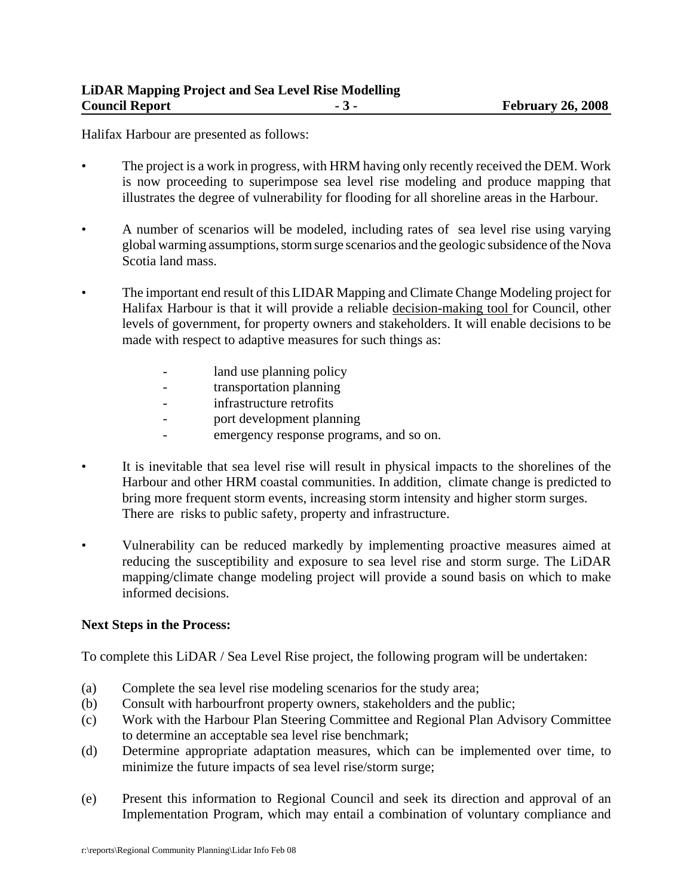Halifax Harbour are presented as follows:

- The project is a work in progress, with HRM having only recently received the DEM. Work is now proceeding to superimpose sea level rise modeling and produce mapping that illustrates the degree of vulnerability for flooding for all shoreline areas in the Harbour.

- A number of scenarios will be modeled, including rates of sea level rise using varying global warming assumptions, storm surge scenarios and the geologic subsidence of the Nova Scotia land mass.

- The important end result of this LIDAR Mapping and Climate Change Modeling project for Halifax Harbour is that it will provide a reliable decision-making tool for Council, other levels of government, for property owners and stakeholders. It will enable decisions to be made with respect to adaptive measures for such things as:

  - land use planning policy
  - transportation planning
  - infrastructure retrofits
  - port development planning
  - emergency response programs, and so on.

- It is inevitable that sea level rise will result in physical impacts to the shorelines of the Harbour and other HRM coastal communities. In addition, climate change is predicted to bring more frequent storm events, increasing storm intensity and higher storm surges. There are risks to public safety, property and infrastructure.

- Vulnerability can be reduced markedly by implementing proactive measures aimed at reducing the susceptibility and exposure to sea level rise and storm surge. The LiDAR mapping/climate change modeling project will provide a sound basis on which to make informed decisions.

**Next Steps in the Process:**

To complete this LiDAR / Sea Level Rise project, the following program will be undertaken:

(a) Complete the sea level rise modeling scenarios for the study area;
(b) Consult with harbourfront property owners, stakeholders and the public;
(c) Work with the Harbour Plan Steering Committee and Regional Plan Advisory Committee to determine an acceptable sea level rise benchmark;
(d) Determine appropriate adaptation measures, which can be implemented over time, to minimize the future impacts of sea level rise/storm surge;

(e) Present this information to Regional Council and seek its direction and approval of an Implementation Program, which may entail a combination of voluntary compliance and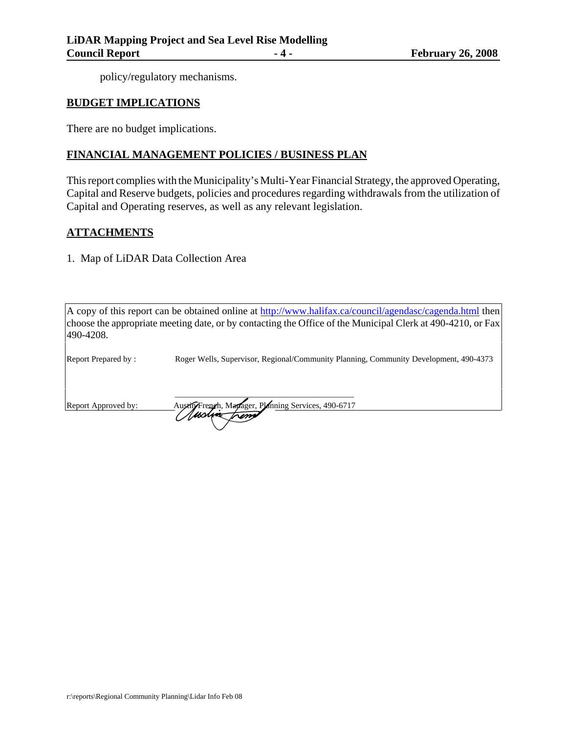policy/regulatory mechanisms.

## BUDGET IMPLICATIONS

There are no budget implications.

## FINANCIAL MANAGEMENT POLICIES / BUSINESS PLAN

This report complies with the Municipality's Multi-Year Financial Strategy, the approved Operating, Capital and Reserve budgets, policies and procedures regarding withdrawals from the utilization of Capital and Operating reserves, as well as any relevant legislation.

## ATTACHMENTS

1. Map of LiDAR Data Collection Area

A copy of this report can be obtained online at http://www.halifax.ca/council/agendasc/cagenda.html then choose the appropriate meeting date, or by contacting the Office of the Municipal Clerk at 490-4210, or Fax 490-4208.

Report Prepared by : Roger Wells, Supervisor, Regional/Community Planning, Community Development, 490-4373

Report Approved by: Austin French, Manager, Planning Services, 490-6717

r:\reports\Regional Community Planning\Lidar Info Feb 08